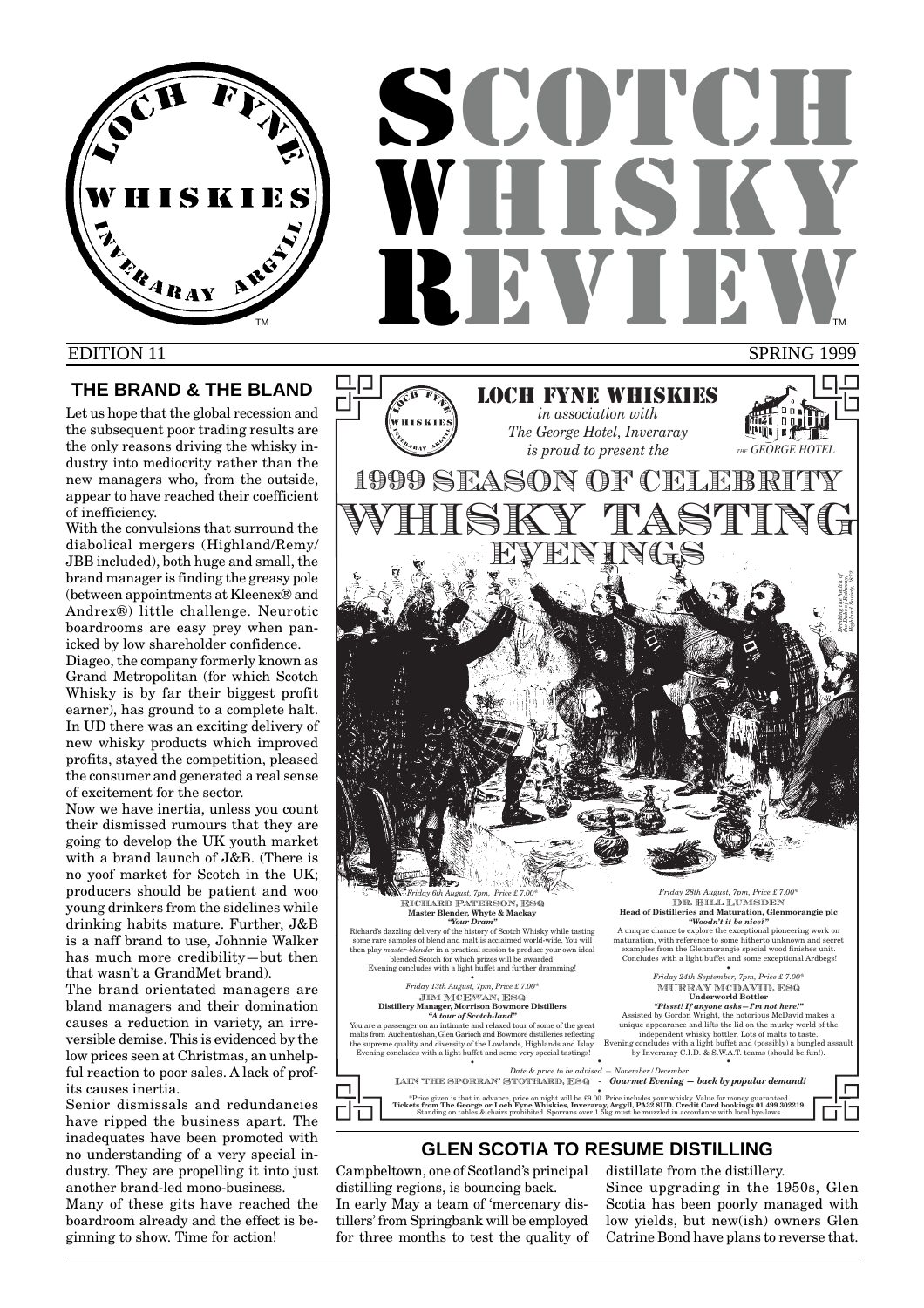# SCOTCH WHISKY REVIEW™

LOCH FYNE WHISKIES INVERARAY ARGYLL™

EDITION 11 SPRING 1999

## THE BRAND & THE BLAND

Let us hope that the global recession and the subsequent poor trading results are the only reasons driving the whisky industry into mediocrity rather than the new managers who, from the outside, appear to have reached their coefficient of inefficiency.

With the convulsions that surround the diabolical mergers (Highland/Remy/JBB included), both huge and small, the brand manager is finding the greasy pole (between appointments at Kleenex® and Andrex®) little challenge. Neurotic boardrooms are easy prey when panicked by low shareholder confidence.

Diageo, the company formerly known as Grand Metropolitan (for which Scotch Whisky is by far their biggest profit earner), has ground to a complete halt. In UD there was an exciting delivery of new whisky products which improved profits, stayed the competition, pleased the consumer and generated a real sense of excitement for the sector.

Now we have inertia, unless you count their dismissed rumours that they are going to develop the UK youth market with a brand launch of J&B. (There is no yoof market for Scotch in the UK; producers should be patient and woo young drinkers from the sidelines while drinking habits mature. Further, J&B is a naff brand to use, Johnnie Walker has much more credibility—but then that wasn't a GrandMet brand).

The brand orientated managers are bland managers and their domination causes a reduction in variety, an irreversible demise. This is evidenced by the low prices seen at Christmas, an unhelpful reaction to poor sales. A lack of profits causes inertia.

Senior dismissals and redundancies have ripped the business apart. The inadequates have been promoted with no understanding of a very special industry. They are propelling it into just another brand-led mono-business.

Many of these gits have reached the boardroom already and the effect is beginning to show. Time for action!

---

**LOCH FYNE WHISKIES**
*in association with*
*The George Hotel, Inveraray*
*is proud to present the*

*THE GEORGE HOTEL*

# 1999 SEASON OF CELEBRITY WHISKY TASTING EVENINGS

*Drinking the health of the Duke of Rothesay, Highland Society, 1872*

*Friday 6th August, 7pm, Price £ 7.00\**
**RICHARD PATERSON, ESQ**
**Master Blender, Whyte & Mackay**
***"Your Dram"***
Richard's dazzling delivery of the history of Scotch Whisky while tasting some rare samples of blend and malt is acclaimed world-wide. You will then play *master-blender* in a practical session to produce your own ideal blended Scotch for which prizes will be awarded. Evening concludes with a light buffet and further dramming!

*Friday 13th August, 7pm, Price £ 7.00\**
**JIM MCEWAN, ESQ**
**Distillery Manager, Morrison Bowmore Distillers**
***"A tour of Scotch-land"***
You are a passenger on an intimate and relaxed tour of some of the great malts from Auchentoshan, Glen Garioch and Bowmore distilleries reflecting the supreme quality and diversity of the Lowlands, Highlands and Islay. Evening concludes with a light buffet and some very special tastings!

*Friday 28th August, 7pm, Price £ 7.00\**
**DR. BILL LUMSDEN**
**Head of Distilleries and Maturation, Glenmorangie plc**
***"Woodn't it be nice?"***
A unique chance to explore the exceptional pioneering work on maturation, with reference to some hitherto unknown and secret examples from the Glenmorangie special wood finishes unit. Concludes with a light buffet and some exceptional Ardbegs!

*Friday 24th September, 7pm, Price £ 7.00\**
**MURRAY MCDAVID, ESQ**
**Underworld Bottler**
***"Pssst! If anyone asks—I'm not here!"***
Assisted by Gordon Wright, the notorious McDavid makes a unique appearance and lifts the lid on the murky world of the independent whisky bottler. Lots of malts to taste. Evening concludes with a light buffet and (possibly) a bungled assault by Inveraray C.I.D. & S.W.A.T. teams (should be fun!).

*Date & price to be advised — November/December*
**IAIN 'THE SPORRAN' STOTHARD, ESQ** - ***Gourmet Evening — back by popular demand!***

\*Price given is that in advance, price on night will be £9.00. Price includes your whisky. Value for money guaranteed.
**Tickets from The George or Loch Fyne Whiskies, Inveraray, Argyll, PA32 8UD. Credit Card bookings 01 499 302219.**
Standing on tables & chairs prohibited. Sporrans over 1.5kg must be muzzled in accordance with local bye-laws.

---

## GLEN SCOTIA TO RESUME DISTILLING

Campbeltown, one of Scotland's principal distilling regions, is bouncing back.

In early May a team of 'mercenary distillers' from Springbank will be employed for three months to test the quality of distillate from the distillery.

Since upgrading in the 1950s, Glen Scotia has been poorly managed with low yields, but new(ish) owners Glen Catrine Bond have plans to reverse that.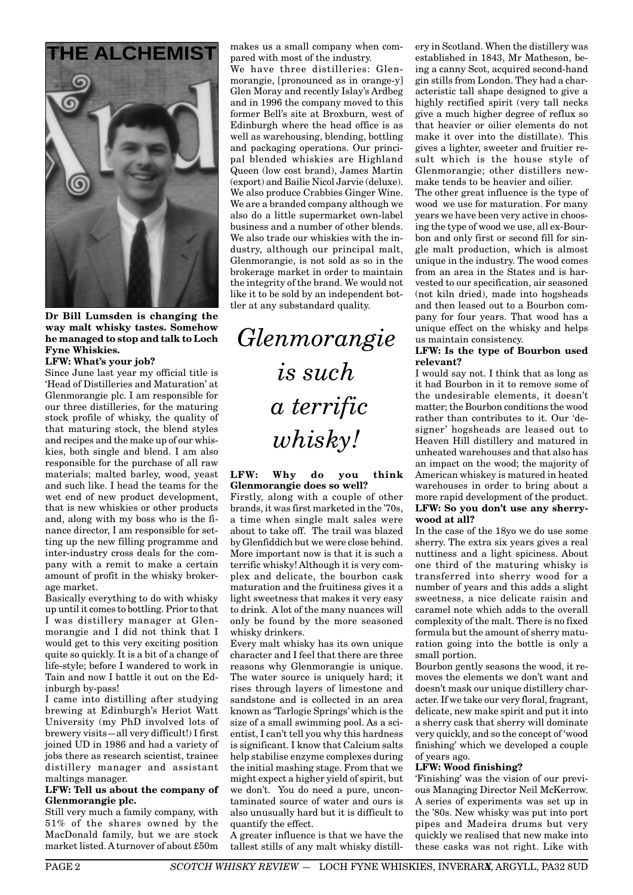# THE ALCHEMIST

**Dr Bill Lumsden is changing the way malt whisky tastes. Somehow he managed to stop and talk to Loch Fyne Whiskies.**

**LFW: What's your job?**

Since June last year my official title is 'Head of Distilleries and Maturation' at Glenmorangie plc. I am responsible for our three distilleries, for the maturing stock profile of whisky, the quality of that maturing stock, the blend styles and recipes and the make up of our whiskies, both single and blend. I am also responsible for the purchase of all raw materials; malted barley, wood, yeast and such like. I head the teams for the wet end of new product development, that is new whiskies or other products and, along with my boss who is the finance director, I am responsible for setting up the new filling programme and inter-industry cross deals for the company with a remit to make a certain amount of profit in the whisky brokerage market.

Basically everything to do with whisky up until it comes to bottling. Prior to that I was distillery manager at Glenmorangie and I did not think that I would get to this very exciting position quite so quickly. It is a bit of a change of life-style; before I wandered to work in Tain and now I battle it out on the Edinburgh by-pass!

I came into distilling after studying brewing at Edinburgh's Heriot Watt University (my PhD involved lots of brewery visits—all very difficult!) I first joined UD in 1986 and had a variety of jobs there as research scientist, trainee distillery manager and assistant maltings manager.

**LFW: Tell us about the company of Glenmorangie plc.**

Still very much a family company, with 51% of the shares owned by the MacDonald family, but we are stock market listed. A turnover of about £50m makes us a small company when compared with most of the industry.

We have three distilleries: Glenmorangie, [pronounced as in orange-y] Glen Moray and recently Islay's Ardbeg and in 1996 the company moved to this former Bell's site at Broxburn, west of Edinburgh where the head office is as well as warehousing, blending, bottling and packaging operations. Our principal blended whiskies are Highland Queen (low cost brand), James Martin (export) and Bailie Nicol Jarvie (deluxe). We also produce Crabbies Ginger Wine. We are a branded company although we also do a little supermarket own-label business and a number of other blends. We also trade our whiskies with the industry, although our principal malt, Glenmorangie, is not sold as so in the brokerage market in order to maintain the integrity of the brand. We would not like it to be sold by an independent bottler at any substandard quality.

*Glenmorangie is such a terrific whisky!*

**LFW: Why do you think Glenmorangie does so well?**

Firstly, along with a couple of other brands, it was first marketed in the '70s, a time when single malt sales were about to take off. The trail was blazed by Glenfiddich but we were close behind. More important now is that it is such a terrific whisky! Although it is very complex and delicate, the bourbon cask maturation and the fruitiness gives it a light sweetness that makes it very easy to drink. A lot of the many nuances will only be found by the more seasoned whisky drinkers.

Every malt whisky has its own unique character and I feel that there are three reasons why Glenmorangie is unique. The water source is uniquely hard; it rises through layers of limestone and sandstone and is collected in an area known as 'Tarlogie Springs' which is the size of a small swimming pool. As a scientist, I can't tell you why this hardness is significant. I know that Calcium salts help stabilise enzyme complexes during the initial mashing stage. From that we might expect a higher yield of spirit, but we don't. You do need a pure, uncontaminated source of water and ours is also unusually hard but it is difficult to quantify the effect.

A greater influence is that we have the tallest stills of any malt whisky distillery in Scotland. When the distillery was established in 1843, Mr Matheson, being a canny Scot, acquired second-hand gin stills from London. They had a characteristic tall shape designed to give a highly rectified spirit (very tall necks give a much higher degree of reflux so that heavier or oilier elements do not make it over into the distillate). This gives a lighter, sweeter and fruitier result which is the house style of Glenmorangie; other distillers newmake tends to be heavier and oilier.

The other great influence is the type of wood we use for maturation. For many years we have been very active in choosing the type of wood we use, all ex-Bourbon and only first or second fill for single malt production, which is almost unique in the industry. The wood comes from an area in the States and is harvested to our specification, air seasoned (not kiln dried), made into hogsheads and then leased out to a Bourbon company for four years. That wood has a unique effect on the whisky and helps us maintain consistency.

**LFW: Is the type of Bourbon used relevant?**

I would say not. I think that as long as it had Bourbon in it to remove some of the undesirable elements, it doesn't matter; the Bourbon conditions the wood rather than contributes to it. Our 'designer' hogsheads are leased out to Heaven Hill distillery and matured in unheated warehouses and that also has an impact on the wood; the majority of American whiskey is matured in heated warehouses in order to bring about a more rapid development of the product.

**LFW: So you don't use any sherrywood at all?**

In the case of the 18yo we do use some sherry. The extra six years gives a real nuttiness and a light spiciness. About one third of the maturing whisky is transferred into sherry wood for a number of years and this adds a slight sweetness, a nice delicate raisin and caramel note which adds to the overall complexity of the malt. There is no fixed formula but the amount of sherry maturation going into the bottle is only a small portion.

Bourbon gently seasons the wood, it removes the elements we don't want and doesn't mask our unique distillery character. If we take our very floral, fragrant, delicate, new make spirit and put it into a sherry cask that sherry will dominate very quickly, and so the concept of 'wood finishing' which we developed a couple of years ago.

**LFW: Wood finishing?**

'Finishing' was the vision of our previous Managing Director Neil McKerrow. A series of experiments was set up in the '80s. New whisky was put into port pipes and Madeira drums but very quickly we realised that new make into these casks was not right. Like with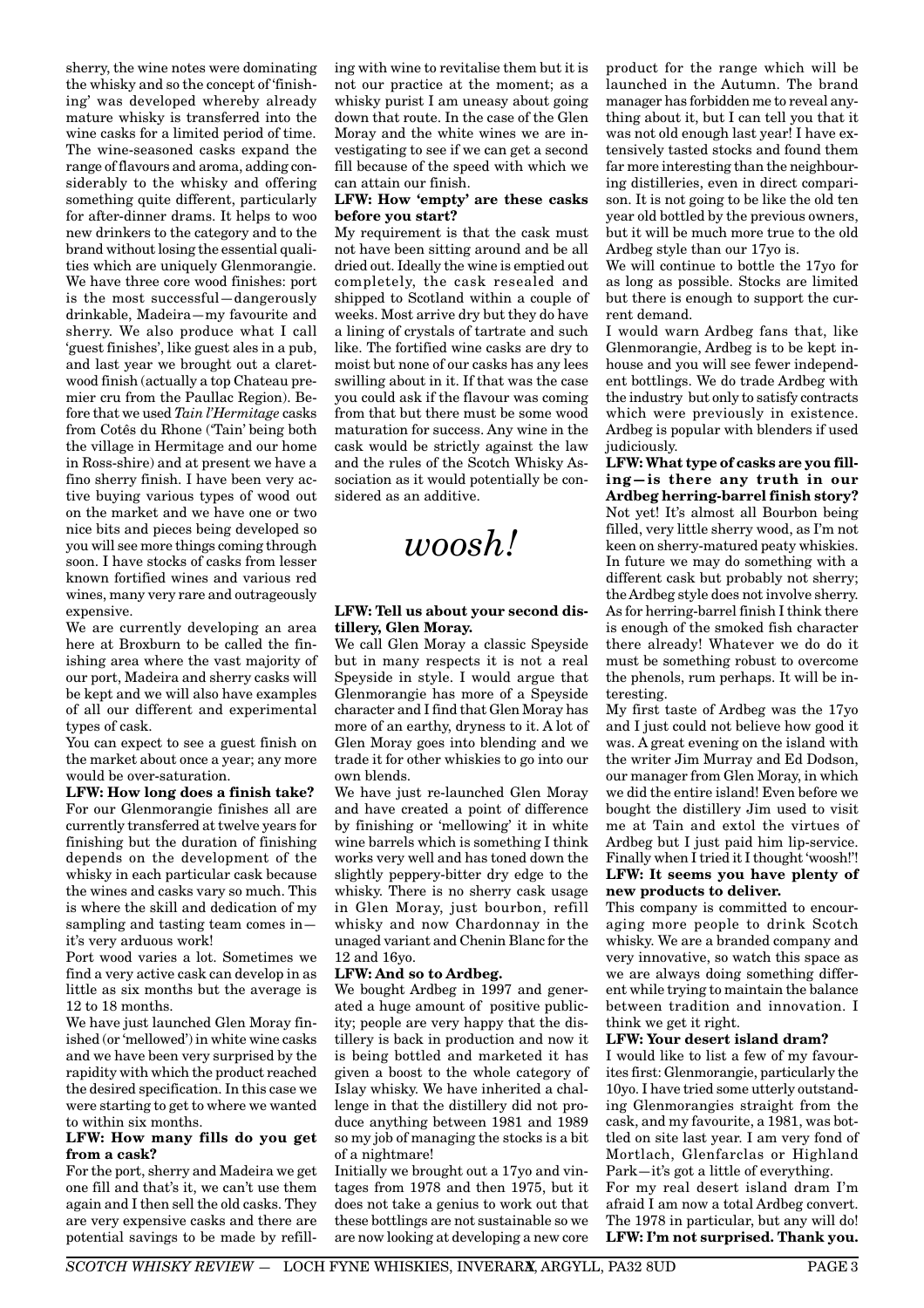sherry, the wine notes were dominating the whisky and so the concept of 'finishing' was developed whereby already mature whisky is transferred into the wine casks for a limited period of time. The wine-seasoned casks expand the range of flavours and aroma, adding considerably to the whisky and offering something quite different, particularly for after-dinner drams. It helps to woo new drinkers to the category and to the brand without losing the essential qualities which are uniquely Glenmorangie. We have three core wood finishes: port is the most successful—dangerously drinkable, Madeira—my favourite and sherry. We also produce what I call 'guest finishes', like guest ales in a pub, and last year we brought out a claret-wood finish (actually a top Chateau premier cru from the Paullac Region). Before that we used *Tain l'Hermitage* casks from Cotês du Rhone ('Tain' being both the village in Hermitage and our home in Ross-shire) and at present we have a fino sherry finish. I have been very active buying various types of wood out on the market and we have one or two nice bits and pieces being developed so you will see more things coming through soon. I have stocks of casks from lesser known fortified wines and various red wines, many very rare and outrageously expensive.

We are currently developing an area here at Broxburn to be called the finishing area where the vast majority of our port, Madeira and sherry casks will be kept and we will also have examples of all our different and experimental types of cask.

You can expect to see a guest finish on the market about once a year; any more would be over-saturation.

**LFW: How long does a finish take?**

For our Glenmorangie finishes all are currently transferred at twelve years for finishing but the duration of finishing depends on the development of the whisky in each particular cask because the wines and casks vary so much. This is where the skill and dedication of my sampling and tasting team comes in—it's very arduous work!

Port wood varies a lot. Sometimes we find a very active cask can develop in as little as six months but the average is 12 to 18 months.

We have just launched Glen Moray finished (or 'mellowed') in white wine casks and we have been very surprised by the rapidity with which the product reached the desired specification. In this case we were starting to get to where we wanted to within six months.

**LFW: How many fills do you get from a cask?**

For the port, sherry and Madeira we get one fill and that's it, we can't use them again and I then sell the old casks. They are very expensive casks and there are potential savings to be made by refilling with wine to revitalise them but it is not our practice at the moment; as a whisky purist I am uneasy about going down that route. In the case of the Glen Moray and the white wines we are investigating to see if we can get a second fill because of the speed with which we can attain our finish.

**LFW: How 'empty' are these casks before you start?**

My requirement is that the cask must not have been sitting around and be all dried out. Ideally the wine is emptied out completely, the cask resealed and shipped to Scotland within a couple of weeks. Most arrive dry but they do have a lining of crystals of tartrate and such like. The fortified wine casks are dry to moist but none of our casks has any lees swilling about in it. If that was the case you could ask if the flavour was coming from that but there must be some wood maturation for success. Any wine in the cask would be strictly against the law and the rules of the Scotch Whisky Association as it would potentially be considered as an additive.

*woosh!*

**LFW: Tell us about your second distillery, Glen Moray.**

We call Glen Moray a classic Speyside but in many respects it is not a real Speyside in style. I would argue that Glenmorangie has more of a Speyside character and I find that Glen Moray has more of an earthy, dryness to it. A lot of Glen Moray goes into blending and we trade it for other whiskies to go into our own blends.

We have just re-launched Glen Moray and have created a point of difference by finishing or 'mellowing' it in white wine barrels which is something I think works very well and has toned down the slightly peppery-bitter dry edge to the whisky. There is no sherry cask usage in Glen Moray, just bourbon, refill whisky and now Chardonnay in the unaged variant and Chenin Blanc for the 12 and 16yo.

**LFW: And so to Ardbeg.**

We bought Ardbeg in 1997 and generated a huge amount of positive publicity; people are very happy that the distillery is back in production and now it is being bottled and marketed it has given a boost to the whole category of Islay whisky. We have inherited a challenge in that the distillery did not produce anything between 1981 and 1989 so my job of managing the stocks is a bit of a nightmare!

Initially we brought out a 17yo and vintages from 1978 and then 1975, but it does not take a genius to work out that these bottlings are not sustainable so we are now looking at developing a new core product for the range which will be launched in the Autumn. The brand manager has forbidden me to reveal anything about it, but I can tell you that it was not old enough last year! I have extensively tasted stocks and found them far more interesting than the neighbouring distilleries, even in direct comparison. It is not going to be like the old ten year old bottled by the previous owners, but it will be much more true to the old Ardbeg style than our 17yo is.

We will continue to bottle the 17yo for as long as possible. Stocks are limited but there is enough to support the current demand.

I would warn Ardbeg fans that, like Glenmorangie, Ardbeg is to be kept in-house and you will see fewer independent bottlings. We do trade Ardbeg with the industry but only to satisfy contracts which were previously in existence. Ardbeg is popular with blenders if used judiciously.

**LFW: What type of casks are you filling—is there any truth in our Ardbeg herring-barrel finish story?**

Not yet! It's almost all Bourbon being filled, very little sherry wood, as I'm not keen on sherry-matured peaty whiskies. In future we may do something with a different cask but probably not sherry; the Ardbeg style does not involve sherry. As for herring-barrel finish I think there is enough of the smoked fish character there already! Whatever we do do it must be something robust to overcome the phenols, rum perhaps. It will be interesting.

My first taste of Ardbeg was the 17yo and I just could not believe how good it was. A great evening on the island with the writer Jim Murray and Ed Dodson, our manager from Glen Moray, in which we did the entire island! Even before we bought the distillery Jim used to visit me at Tain and extol the virtues of Ardbeg but I just paid him lip-service. Finally when I tried it I thought 'woosh!'!

**LFW: It seems you have plenty of new products to deliver.**

This company is committed to encouraging more people to drink Scotch whisky. We are a branded company and very innovative, so watch this space as we are always doing something different while trying to maintain the balance between tradition and innovation. I think we get it right.

**LFW: Your desert island dram?**

I would like to list a few of my favourites first: Glenmorangie, particularly the 10yo. I have tried some utterly outstanding Glenmorangies straight from the cask, and my favourite, a 1981, was bottled on site last year. I am very fond of Mortlach, Glenfarclas or Highland Park—it's got a little of everything.

For my real desert island dram I'm afraid I am now a total Ardbeg convert. The 1978 in particular, but any will do!

**LFW: I'm not surprised. Thank you.**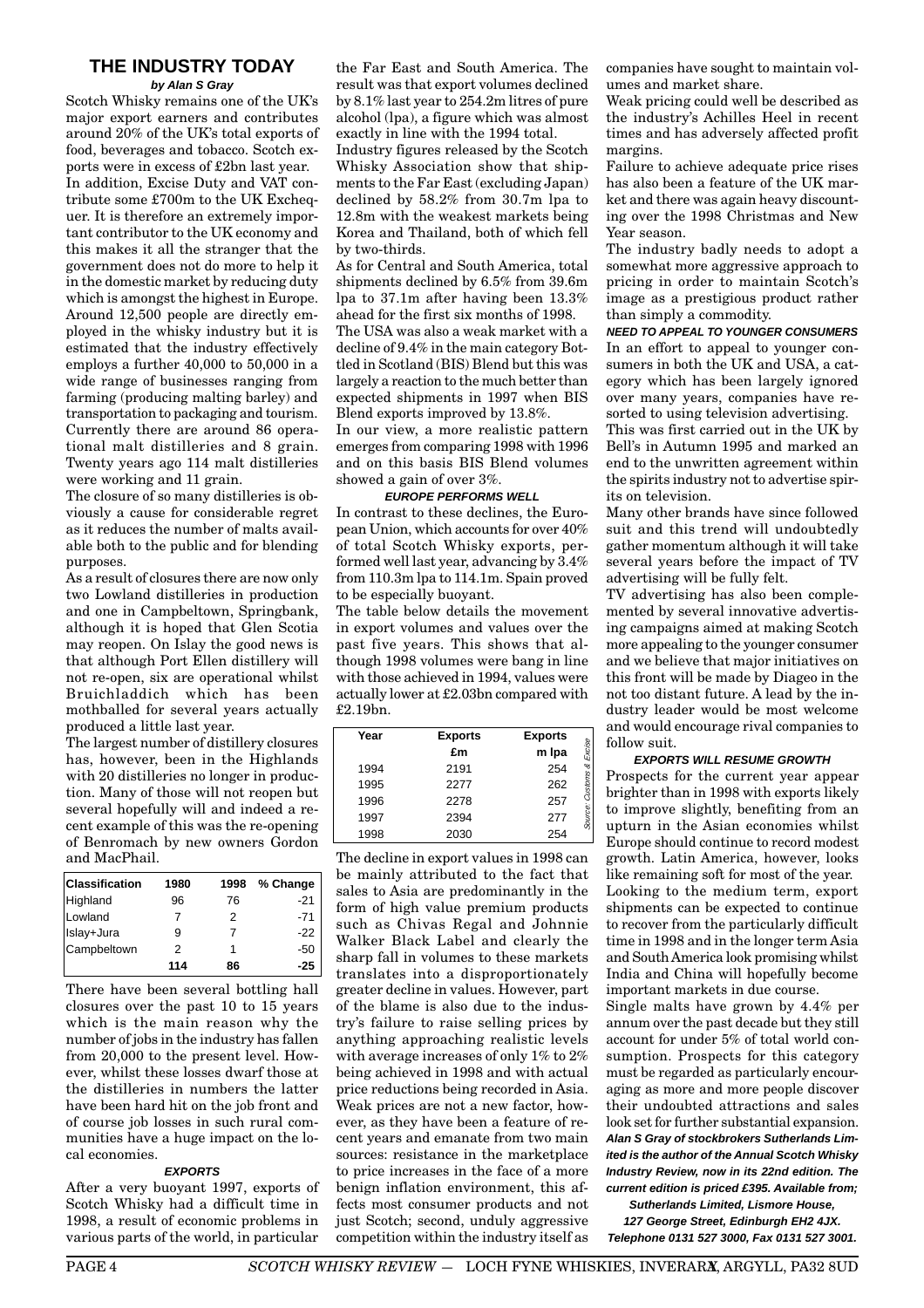## THE INDUSTRY TODAY

***by Alan S Gray***

Scotch Whisky remains one of the UK's major export earners and contributes around 20% of the UK's total exports of food, beverages and tobacco. Scotch exports were in excess of £2bn last year. In addition, Excise Duty and VAT contribute some £700m to the UK Exchequer. It is therefore an extremely important contributor to the UK economy and this makes it all the stranger that the government does not do more to help it in the domestic market by reducing duty which is amongst the highest in Europe. Around 12,500 people are directly employed in the whisky industry but it is estimated that the industry effectively employs a further 40,000 to 50,000 in a wide range of businesses ranging from farming (producing malting barley) and transportation to packaging and tourism. Currently there are around 86 operational malt distilleries and 8 grain. Twenty years ago 114 malt distilleries were working and 11 grain.

The closure of so many distilleries is obviously a cause for considerable regret as it reduces the number of malts available both to the public and for blending purposes.

As a result of closures there are now only two Lowland distilleries in production and one in Campbeltown, Springbank, although it is hoped that Glen Scotia may reopen. On Islay the good news is that although Port Ellen distillery will not re-open, six are operational whilst Bruichladdich which has been mothballed for several years actually produced a little last year.

The largest number of distillery closures has, however, been in the Highlands with 20 distilleries no longer in production. Many of those will not reopen but several hopefully will and indeed a recent example of this was the re-opening of Benromach by new owners Gordon and MacPhail.

| Classification | 1980 | 1998 | % Change |
|---|---|---|---|
| Highland | 96 | 76 | -21 |
| Lowland | 7 | 2 | -71 |
| Islay+Jura | 9 | 7 | -22 |
| Campbeltown | 2 | 1 | -50 |
| | 114 | 86 | -25 |

There have been several bottling hall closures over the past 10 to 15 years which is the main reason why the number of jobs in the industry has fallen from 20,000 to the present level. However, whilst these losses dwarf those at the distilleries in numbers the latter have been hard hit on the job front and of course job losses in such rural communities have a huge impact on the local economies.

#### *EXPORTS*

After a very buoyant 1997, exports of Scotch Whisky had a difficult time in 1998, a result of economic problems in various parts of the world, in particular the Far East and South America. The result was that export volumes declined by 8.1% last year to 254.2m litres of pure alcohol (lpa), a figure which was almost exactly in line with the 1994 total.

Industry figures released by the Scotch Whisky Association show that shipments to the Far East (excluding Japan) declined by 58.2% from 30.7m lpa to 12.8m with the weakest markets being Korea and Thailand, both of which fell by two-thirds.

As for Central and South America, total shipments declined by 6.5% from 39.6m lpa to 37.1m after having been 13.3% ahead for the first six months of 1998.

The USA was also a weak market with a decline of 9.4% in the main category Bottled in Scotland (BIS) Blend but this was largely a reaction to the much better than expected shipments in 1997 when BIS Blend exports improved by 13.8%.

In our view, a more realistic pattern emerges from comparing 1998 with 1996 and on this basis BIS Blend volumes showed a gain of over 3%.

#### *EUROPE PERFORMS WELL*

In contrast to these declines, the European Union, which accounts for over 40% of total Scotch Whisky exports, performed well last year, advancing by 3.4% from 110.3m lpa to 114.1m. Spain proved to be especially buoyant.

The table below details the movement in export volumes and values over the past five years. This shows that although 1998 volumes were bang in line with those achieved in 1994, values were actually lower at £2.03bn compared with £2.19bn.

| Year | Exports £m | Exports m lpa |
|---|---|---|
| 1994 | 2191 | 254 |
| 1995 | 2277 | 262 |
| 1996 | 2278 | 257 |
| 1997 | 2394 | 277 |
| 1998 | 2030 | 254 |

*Source: Customs & Excise*

The decline in export values in 1998 can be mainly attributed to the fact that sales to Asia are predominantly in the form of high value premium products such as Chivas Regal and Johnnie Walker Black Label and clearly the sharp fall in volumes to these markets translates into a disproportionately greater decline in values. However, part of the blame is also due to the industry's failure to raise selling prices by anything approaching realistic levels with average increases of only 1% to 2% being achieved in 1998 and with actual price reductions being recorded in Asia. Weak prices are not a new factor, however, as they have been a feature of recent years and emanate from two main sources: resistance in the marketplace to price increases in the face of a more benign inflation environment, this affects most consumer products and not just Scotch; second, unduly aggressive competition within the industry itself as companies have sought to maintain volumes and market share.

Weak pricing could well be described as the industry's Achilles Heel in recent times and has adversely affected profit margins.

Failure to achieve adequate price rises has also been a feature of the UK market and there was again heavy discounting over the 1998 Christmas and New Year season.

The industry badly needs to adopt a somewhat more aggressive approach to pricing in order to maintain Scotch's image as a prestigious product rather than simply a commodity.

#### *NEED TO APPEAL TO YOUNGER CONSUMERS*

In an effort to appeal to younger consumers in both the UK and USA, a category which has been largely ignored over many years, companies have resorted to using television advertising.

This was first carried out in the UK by Bell's in Autumn 1995 and marked an end to the unwritten agreement within the spirits industry not to advertise spirits on television.

Many other brands have since followed suit and this trend will undoubtedly gather momentum although it will take several years before the impact of TV advertising will be fully felt.

TV advertising has also been complemented by several innovative advertising campaigns aimed at making Scotch more appealing to the younger consumer and we believe that major initiatives on this front will be made by Diageo in the not too distant future. A lead by the industry leader would be most welcome and would encourage rival companies to follow suit.

#### *EXPORTS WILL RESUME GROWTH*

Prospects for the current year appear brighter than in 1998 with exports likely to improve slightly, benefiting from an upturn in the Asian economies whilst Europe should continue to record modest growth. Latin America, however, looks like remaining soft for most of the year.

Looking to the medium term, export shipments can be expected to continue to recover from the particularly difficult time in 1998 and in the longer term Asia and South America look promising whilst India and China will hopefully become important markets in due course.

Single malts have grown by 4.4% per annum over the past decade but they still account for under 5% of total world consumption. Prospects for this category must be regarded as particularly encouraging as more and more people discover their undoubted attractions and sales look set for further substantial expansion.

***Alan S Gray of stockbrokers Sutherlands Limited is the author of the Annual Scotch Whisky Industry Review, now in its 22nd edition. The current edition is priced £395. Available from; Sutherlands Limited, Lismore House, 127 George Street, Edinburgh EH2 4JX. Telephone 0131 527 3000, Fax 0131 527 3001.***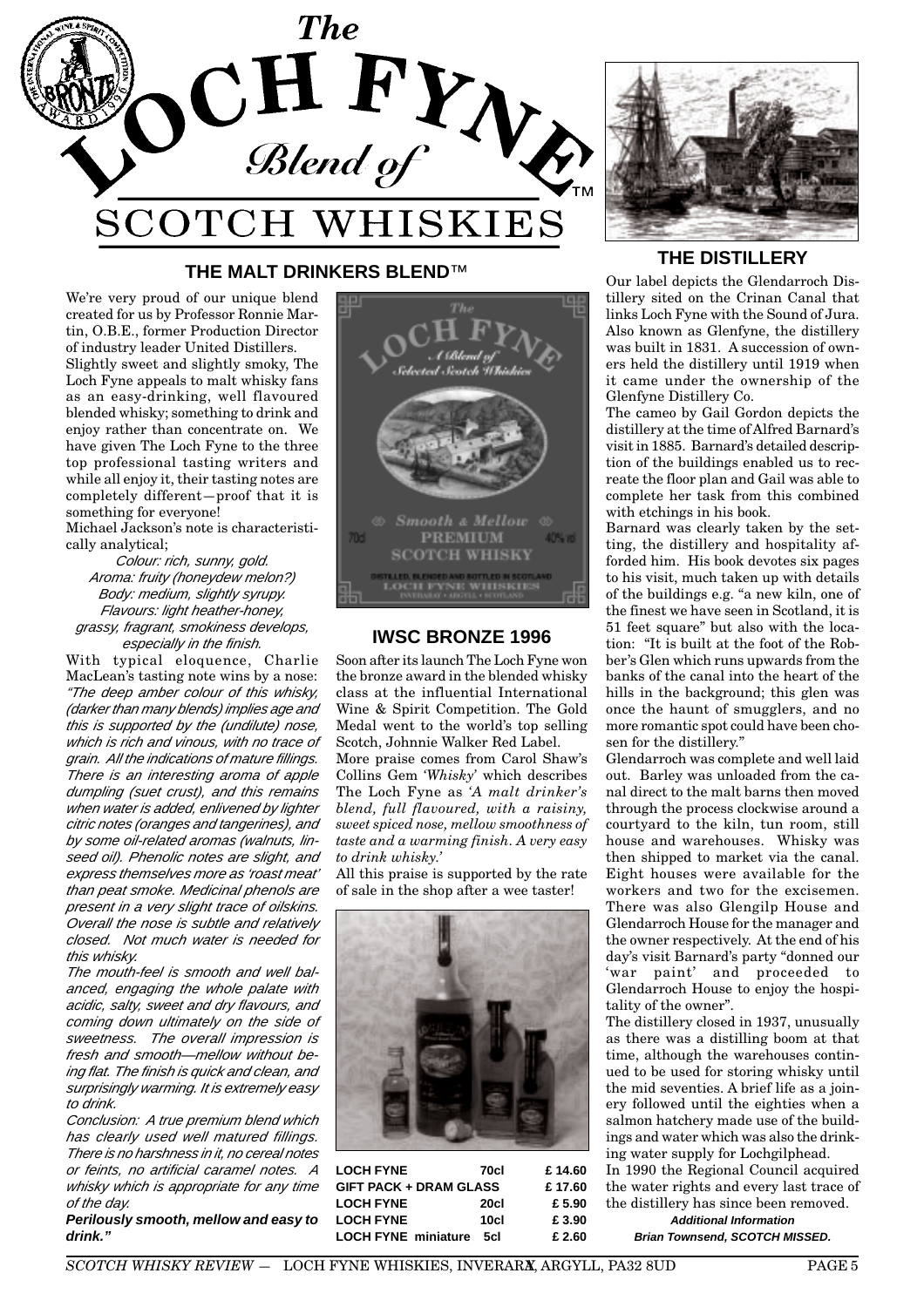# The LOCH FYNE Blend of SCOTCH WHISKIES™

## THE MALT DRINKERS BLEND™

We're very proud of our unique blend created for us by Professor Ronnie Martin, O.B.E., former Production Director of industry leader United Distillers.

Slightly sweet and slightly smoky, The Loch Fyne appeals to malt whisky fans as an easy-drinking, well flavoured blended whisky; something to drink and enjoy rather than concentrate on. We have given The Loch Fyne to the three top professional tasting writers and while all enjoy it, their tasting notes are completely different—proof that it is something for everyone!

Michael Jackson's note is characteristically analytical;

*Colour: rich, sunny, gold.*
*Aroma: fruity (honeydew melon?)*
*Body: medium, slightly syrupy.*
*Flavours: light heather-honey, grassy, fragrant, smokiness develops, especially in the finish.*

With typical eloquence, Charlie MacLean's tasting note wins by a nose: *"The deep amber colour of this whisky, (darker than many blends) implies age and this is supported by the (undilute) nose, which is rich and vinous, with no trace of grain. All the indications of mature fillings. There is an interesting aroma of apple dumpling (suet crust), and this remains when water is added, enlivened by lighter citric notes (oranges and tangerines), and by some oil-related aromas (walnuts, linseed oil). Phenolic notes are slight, and express themselves more as 'roast meat' than peat smoke. Medicinal phenols are present in a very slight trace of oilskins. Overall the nose is subtle and relatively closed. Not much water is needed for this whisky.*

*The mouth-feel is smooth and well balanced, engaging the whole palate with acidic, salty, sweet and dry flavours, and coming down ultimately on the side of sweetness. The overall impression is fresh and smooth—mellow without being flat. The finish is quick and clean, and surprisingly warming. It is extremely easy to drink.*

*Conclusion: A true premium blend which has clearly used well matured fillings. There is no harshness in it, no cereal notes or feints, no artificial caramel notes. A whisky which is appropriate for any time of the day.*

***Perilously smooth, mellow and easy to drink."***

## IWSC BRONZE 1996

Soon after its launch The Loch Fyne won the bronze award in the blended whisky class at the influential International Wine & Spirit Competition. The Gold Medal went to the world's top selling Scotch, Johnnie Walker Red Label.

More praise comes from Carol Shaw's Collins Gem *'Whisky'* which describes The Loch Fyne as *'A malt drinker's blend, full flavoured, with a raisiny, sweet spiced nose, mellow smoothness of taste and a warming finish. A very easy to drink whisky.'*

All this praise is supported by the rate of sale in the shop after a wee taster!

| | | |
|---|---|---|
| **LOCH FYNE** | **70cl** | **£ 14.60** |
| **GIFT PACK + DRAM GLASS** | | **£ 17.60** |
| **LOCH FYNE** | **20cl** | **£ 5.90** |
| **LOCH FYNE** | **10cl** | **£ 3.90** |
| **LOCH FYNE miniature** | **5cl** | **£ 2.60** |

## THE DISTILLERY

Our label depicts the Glendarroch Distillery sited on the Crinan Canal that links Loch Fyne with the Sound of Jura. Also known as Glenfyne, the distillery was built in 1831. A succession of owners held the distillery until 1919 when it came under the ownership of the Glenfyne Distillery Co.

The cameo by Gail Gordon depicts the distillery at the time of Alfred Barnard's visit in 1885. Barnard's detailed description of the buildings enabled us to recreate the floor plan and Gail was able to complete her task from this combined with etchings in his book.

Barnard was clearly taken by the setting, the distillery and hospitality afforded him. His book devotes six pages to his visit, much taken up with details of the buildings e.g. "a new kiln, one of the finest we have seen in Scotland, it is 51 feet square" but also with the location: "It is built at the foot of the Robber's Glen which runs upwards from the banks of the canal into the heart of the hills in the background; this glen was once the haunt of smugglers, and no more romantic spot could have been chosen for the distillery."

Glendarroch was complete and well laid out. Barley was unloaded from the canal direct to the malt barns then moved through the process clockwise around a courtyard to the kiln, tun room, still house and warehouses. Whisky was then shipped to market via the canal. Eight houses were available for the workers and two for the excisemen. There was also Glengilp House and Glendarroch House for the manager and the owner respectively. At the end of his day's visit Barnard's party "donned our 'war paint' and proceeded to Glendarroch House to enjoy the hospitality of the owner".

The distillery closed in 1937, unusually as there was a distilling boom at that time, although the warehouses continued to be used for storing whisky until the mid seventies. A brief life as a joinery followed until the eighties when a salmon hatchery made use of the buildings and water which was also the drinking water supply for Lochgilphead.

In 1990 the Regional Council acquired the water rights and every last trace of the distillery has since been removed.

***Additional Information***
***Brian Townsend, SCOTCH MISSED.***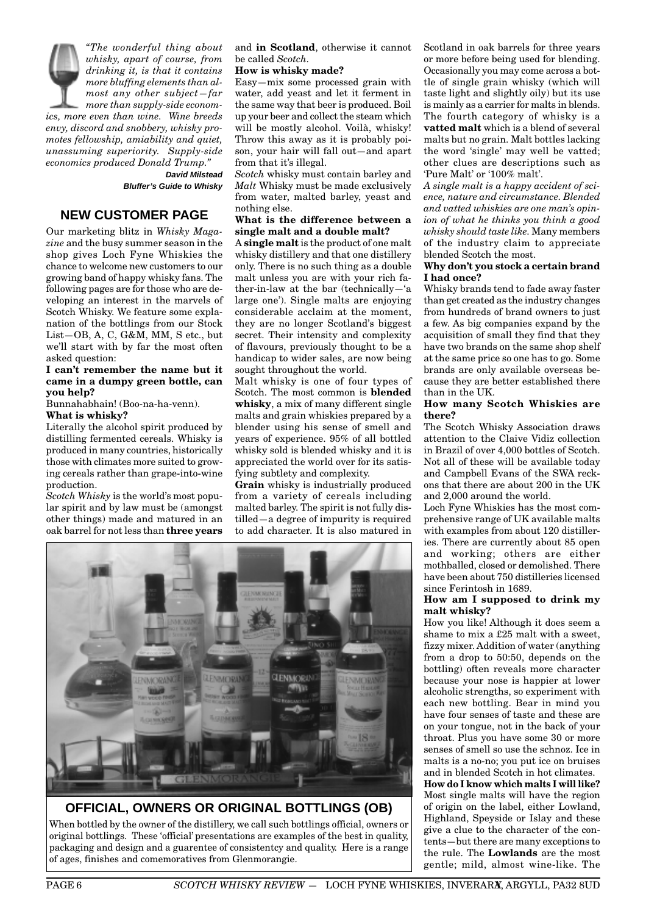*"The wonderful thing about whisky, apart of course, from drinking it, is that it contains more bluffing elements than almost any other subject—far more than supply-side economics, more even than wine. Wine breeds envy, discord and snobbery, whisky promotes fellowship, amiability and quiet, unassuming superiority. Supply-side economics produced Donald Trump."*

**David Milstead**
***Bluffer's Guide to Whisky***

## NEW CUSTOMER PAGE

Our marketing blitz in *Whisky Magazine* and the busy summer season in the shop gives Loch Fyne Whiskies the chance to welcome new customers to our growing band of happy whisky fans. The following pages are for those who are developing an interest in the marvels of Scotch Whisky. We feature some explanation of the bottlings from our Stock List—OB, A, C, G&M, MM, S etc., but we'll start with by far the most often asked question:

**I can't remember the name but it came in a dumpy green bottle, can you help?**

Bunnahabhain! (Boo-na-ha-venn).

**What is whisky?**

Literally the alcohol spirit produced by distilling fermented cereals. Whisky is produced in many countries, historically those with climates more suited to growing cereals rather than grape-into-wine production.

*Scotch Whisky* is the world's most popular spirit and by law must be (amongst other things) made and matured in an oak barrel for not less than **three years** and **in Scotland**, otherwise it cannot be called *Scotch*.

**How is whisky made?**

Easy—mix some processed grain with water, add yeast and let it ferment in the same way that beer is produced. Boil up your beer and collect the steam which will be mostly alcohol. Voilà, whisky! Throw this away as it is probably poison, your hair will fall out—and apart from that it's illegal.

*Scotch* whisky must contain barley and *Malt* Whisky must be made exclusively from water, malted barley, yeast and nothing else.

**What is the difference between a single malt and a double malt?**

A **single malt** is the product of one malt whisky distillery and that one distillery only. There is no such thing as a double malt unless you are with your rich father-in-law at the bar (technically—'a large one'). Single malts are enjoying considerable acclaim at the moment, they are no longer Scotland's biggest secret. Their intensity and complexity of flavours, previously thought to be a handicap to wider sales, are now being sought throughout the world.

Malt whisky is one of four types of Scotch. The most common is **blended whisky**, a mix of many different single malts and grain whiskies prepared by a blender using his sense of smell and years of experience. 95% of all bottled whisky sold is blended whisky and it is appreciated the world over for its satisfying subtlety and complexity.

**Grain** whisky is industrially produced from a variety of cereals including malted barley. The spirit is not fully distilled—a degree of impurity is required to add character. It is also matured in Scotland in oak barrels for three years or more before being used for blending. Occasionally you may come across a bottle of single grain whisky (which will taste light and slightly oily) but its use is mainly as a carrier for malts in blends. The fourth category of whisky is a **vatted malt** which is a blend of several malts but no grain. Malt bottles lacking the word 'single' may well be vatted; other clues are descriptions such as 'Pure Malt' or '100% malt'.

*A single malt is a happy accident of science, nature and circumstance. Blended and vatted whiskies are one man's opinion of what he thinks you think a good whisky should taste like.* Many members of the industry claim to appreciate blended Scotch the most.

**Why don't you stock a certain brand I had once?**

Whisky brands tend to fade away faster than get created as the industry changes from hundreds of brand owners to just a few. As big companies expand by the acquisition of small they find that they have two brands on the same shop shelf at the same price so one has to go. Some brands are only available overseas because they are better established there than in the UK.

**How many Scotch Whiskies are there?**

The Scotch Whisky Association draws attention to the Claive Vidiz collection in Brazil of over 4,000 bottles of Scotch. Not all of these will be available today and Campbell Evans of the SWA reckons that there are about 200 in the UK and 2,000 around the world.

Loch Fyne Whiskies has the most comprehensive range of UK available malts with examples from about 120 distilleries. There are currently about 85 open and working; others are either mothballed, closed or demolished. There have been about 750 distilleries licensed since Ferintosh in 1689.

**How am I supposed to drink my malt whisky?**

How you like! Although it does seem a shame to mix a £25 malt with a sweet, fizzy mixer. Addition of water (anything from a drop to 50:50, depends on the bottling) often reveals more character because your nose is happier at lower alcoholic strengths, so experiment with each new bottling. Bear in mind you have four senses of taste and these are on your tongue, not in the back of your throat. Plus you have some 30 or more senses of smell so use the schnoz. Ice in malts is a no-no; you put ice on bruises and in blended Scotch in hot climates.

**How do I know which malts I will like?**

Most single malts will have the region of origin on the label, either Lowland, Highland, Speyside or Islay and these give a clue to the character of the contents—but there are many exceptions to the rule. The **Lowlands** are the most gentle; mild, almost wine-like. The

## OFFICIAL, OWNERS OR ORIGINAL BOTTLINGS (OB)

When bottled by the owner of the distillery, we call such bottlings official, owners or original bottlings. These 'official' presentations are examples of the best in quality, packaging and design and a guarentee of consistentcy and quality. Here is a range of ages, finishes and comemoratives from Glenmorangie.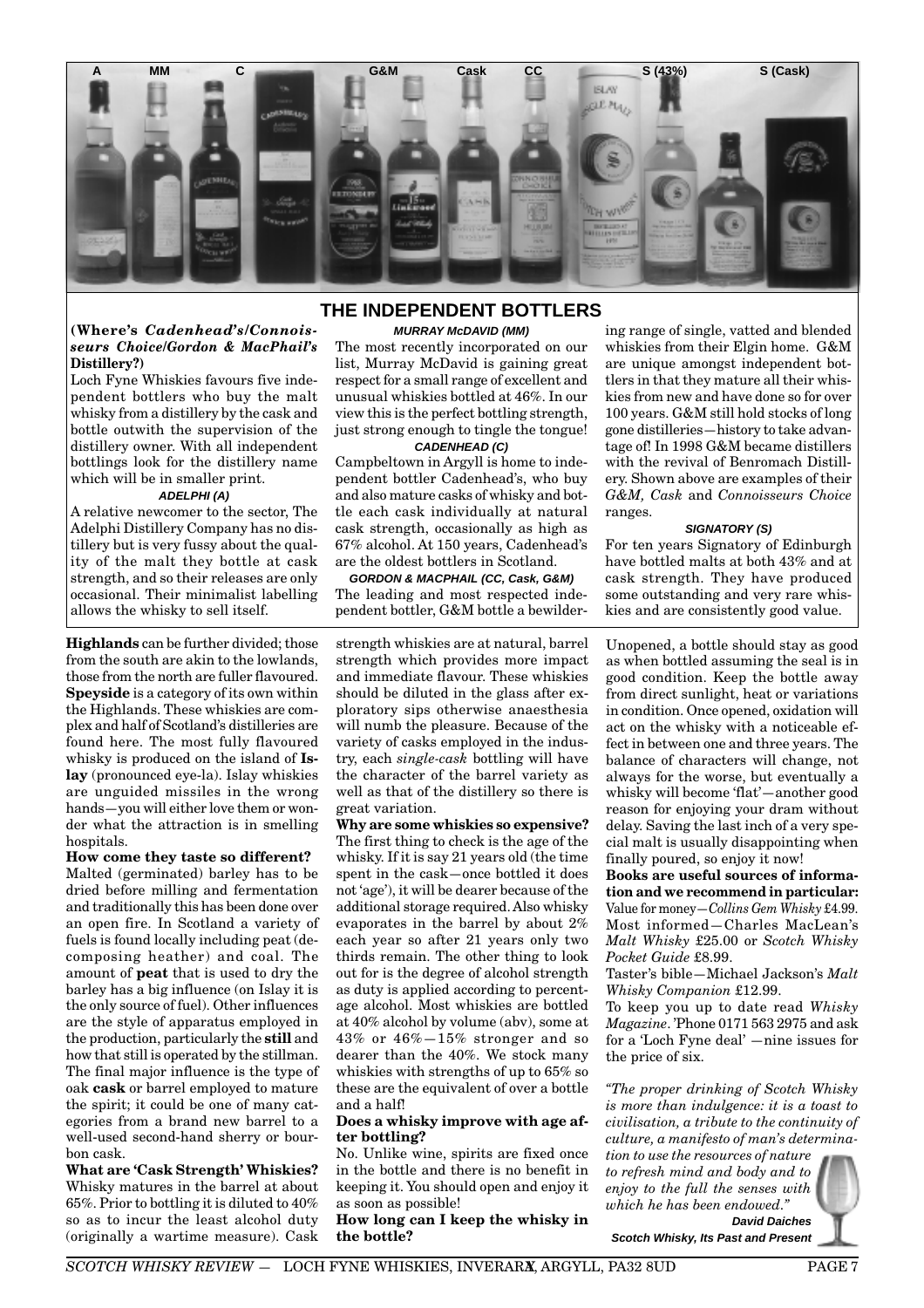A MM C G&M Cask CC S (43%) S (Cask)

## THE INDEPENDENT BOTTLERS

**(Where's *Cadenhead's/Connoisseurs Choice/Gordon & MacPhail's* Distillery?)**

Loch Fyne Whiskies favours five independent bottlers who buy the malt whisky from a distillery by the cask and bottle outwith the supervision of the distillery owner. With all independent bottlings look for the distillery name which will be in smaller print.

#### *ADELPHI (A)*

A relatively newcomer to the sector, The Adelphi Distillery Company has no distillery but is very fussy about the quality of the malt they bottle at cask strength, and so their releases are only occasional. Their minimalist labelling allows the whisky to sell itself.

#### *MURRAY McDAVID (MM)*

The most recently incorporated on our list, Murray McDavid is gaining great respect for a small range of excellent and unusual whiskies bottled at 46%. In our view this is the perfect bottling strength, just strong enough to tingle the tongue!

#### *CADENHEAD (C)*

Campbeltown in Argyll is home to independent bottler Cadenhead's, who buy and also mature casks of whisky and bottle each cask individually at natural cask strength, occasionally as high as 67% alcohol. At 150 years, Cadenhead's are the oldest bottlers in Scotland.

#### *GORDON & MACPHAIL (CC, Cask, G&M)*

The leading and most respected independent bottler, G&M bottle a bewildering range of single, vatted and blended whiskies from their Elgin home. G&M are unique amongst independent bottlers in that they mature all their whiskies from new and have done so for over 100 years. G&M still hold stocks of long gone distilleries—history to take advantage of! In 1998 G&M became distillers with the revival of Benromach Distillery. Shown above are examples of their *G&M, Cask* and *Connoisseurs Choice* ranges.

#### *SIGNATORY (S)*

For ten years Signatory of Edinburgh have bottled malts at both 43% and at cask strength. They have produced some outstanding and very rare whiskies and are consistently good value.

---

**Highlands** can be further divided; those from the south are akin to the lowlands, those from the north are fuller flavoured. **Speyside** is a category of its own within the Highlands. These whiskies are complex and half of Scotland's distilleries are found here. The most fully flavoured whisky is produced on the island of **Islay** (pronounced eye-la). Islay whiskies are unguided missiles in the wrong hands—you will either love them or wonder what the attraction is in smelling hospitals.

**How come they taste so different?**
Malted (germinated) barley has to be dried before milling and fermentation and traditionally this has been done over an open fire. In Scotland a variety of fuels is found locally including peat (decomposing heather) and coal. The amount of **peat** that is used to dry the barley has a big influence (on Islay it is the only source of fuel). Other influences are the style of apparatus employed in the production, particularly the **still** and how that still is operated by the stillman. The final major influence is the type of oak **cask** or barrel employed to mature the spirit; it could be one of many categories from a brand new barrel to a well-used second-hand sherry or bourbon cask.

**What are 'Cask Strength' Whiskies?**
Whisky matures in the barrel at about 65%. Prior to bottling it is diluted to 40% so as to incur the least alcohol duty (originally a wartime measure). Cask strength whiskies are at natural, barrel strength which provides more impact and immediate flavour. These whiskies should be diluted in the glass after exploratory sips otherwise anaesthesia will numb the pleasure. Because of the variety of casks employed in the industry, each *single-cask* bottling will have the character of the barrel variety as well as that of the distillery so there is great variation.

**Why are some whiskies so expensive?**
The first thing to check is the age of the whisky. If it is say 21 years old (the time spent in the cask—once bottled it does not 'age'), it will be dearer because of the additional storage required. Also whisky evaporates in the barrel by about 2% each year so after 21 years only two thirds remain. The other thing to look out for is the degree of alcohol strength as duty is applied according to percentage alcohol. Most whiskies are bottled at 40% alcohol by volume (abv), some at 43% or 46%—15% stronger and so dearer than the 40%. We stock many whiskies with strengths of up to 65% so these are the equivalent of over a bottle and a half!

**Does a whisky improve with age after bottling?**
No. Unlike wine, spirits are fixed once in the bottle and there is no benefit in keeping it. You should open and enjoy it as soon as possible!

**How long can I keep the whisky in the bottle?**
Unopened, a bottle should stay as good as when bottled assuming the seal is in good condition. Keep the bottle away from direct sunlight, heat or variations in condition. Once opened, oxidation will act on the whisky with a noticeable effect in between one and three years. The balance of characters will change, not always for the worse, but eventually a whisky will become 'flat'—another good reason for enjoying your dram without delay. Saving the last inch of a very special malt is usually disappointing when finally poured, so enjoy it now!

**Books are useful sources of information and we recommend in particular:**
Value for money—*Collins Gem Whisky* £4.99.
Most informed—Charles MacLean's *Malt Whisky* £25.00 or *Scotch Whisky Pocket Guide* £8.99.
Taster's bible—Michael Jackson's *Malt Whisky Companion* £12.99.
To keep you up to date read *Whisky Magazine*. 'Phone 0171 563 2975 and ask for a 'Loch Fyne deal' —nine issues for the price of six.

*"The proper drinking of Scotch Whisky is more than indulgence: it is a toast to civilisation, a tribute to the continuity of culture, a manifesto of man's determination to use the resources of nature to refresh mind and body and to enjoy to the full the senses with which he has been endowed."*

***David Daiches***
***Scotch Whisky, Its Past and Present***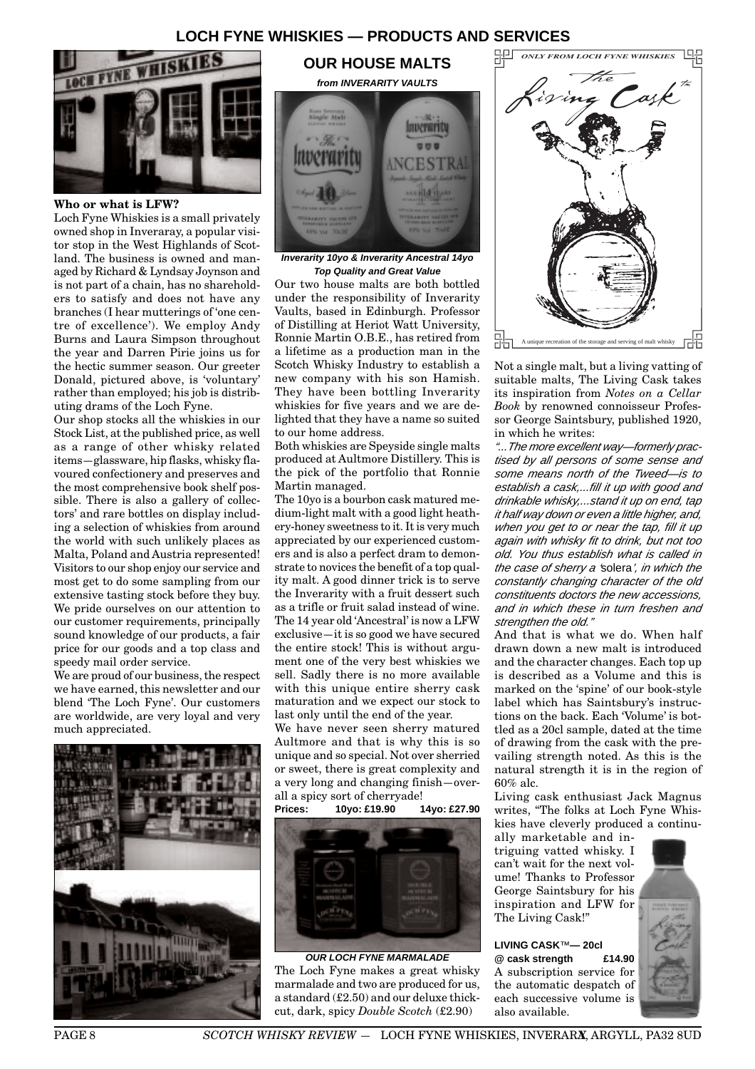# LOCH FYNE WHISKIES — PRODUCTS AND SERVICES

**Who or what is LFW?**

Loch Fyne Whiskies is a small privately owned shop in Inveraray, a popular visitor stop in the West Highlands of Scotland. The business is owned and managed by Richard & Lyndsay Joynson and is not part of a chain, has no shareholders to satisfy and does not have any branches (I hear mutterings of 'one centre of excellence'). We employ Andy Burns and Laura Simpson throughout the year and Darren Pirie joins us for the hectic summer season. Our greeter Donald, pictured above, is 'voluntary' rather than employed; his job is distributing drams of the Loch Fyne.

Our shop stocks all the whiskies in our Stock List, at the published price, as well as a range of other whisky related items—glassware, hip flasks, whisky flavoured confectionery and preserves and the most comprehensive book shelf possible. There is also a gallery of collectors' and rare bottles on display including a selection of whiskies from around the world with such unlikely places as Malta, Poland and Austria represented! Visitors to our shop enjoy our service and most get to do some sampling from our extensive tasting stock before they buy. We pride ourselves on our attention to our customer requirements, principally sound knowledge of our products, a fair price for our goods and a top class and speedy mail order service.

We are proud of our business, the respect we have earned, this newsletter and our blend 'The Loch Fyne'. Our customers are worldwide, are very loyal and very much appreciated.

## OUR HOUSE MALTS

***from INVERARITY VAULTS***

***Inverarity 10yo & Inverarity Ancestral 14yo***
***Top Quality and Great Value***

Our two house malts are both bottled under the responsibility of Inverarity Vaults, based in Edinburgh. Professor of Distilling at Heriot Watt University, Ronnie Martin O.B.E., has retired from a lifetime as a production man in the Scotch Whisky Industry to establish a new company with his son Hamish. They have been bottling Inverarity whiskies for five years and we are delighted that they have a name so suited to our home address.

Both whiskies are Speyside single malts produced at Aultmore Distillery. This is the pick of the portfolio that Ronnie Martin managed.

The 10yo is a bourbon cask matured medium-light malt with a good light heathery-honey sweetness to it. It is very much appreciated by our experienced customers and is also a perfect dram to demonstrate to novices the benefit of a top quality malt. A good dinner trick is to serve the Inverarity with a fruit dessert such as a trifle or fruit salad instead of wine.

The 14 year old 'Ancestral' is now a LFW exclusive—it is so good we have secured the entire stock! This is without argument one of the very best whiskies we sell. Sadly there is no more available with this unique entire sherry cask maturation and we expect our stock to last only until the end of the year.

We have never seen sherry matured Aultmore and that is why this is so unique and so special. Not over sherried or sweet, there is great complexity and a very long and changing finish—overall a spicy sort of cherryade!

**Prices: 10yo: £19.90 14yo: £27.90**

***OUR LOCH FYNE MARMALADE***

The Loch Fyne makes a great whisky marmalade and two are produced for us, a standard (£2.50) and our deluxe thick-cut, dark, spicy *Double Scotch* (£2.90)

*ONLY FROM LOCH FYNE WHISKIES*

*The Living Cask*

A unique recreation of the storage and serving of malt whisky

Not a single malt, but a living vatting of suitable malts, The Living Cask takes its inspiration from *Notes on a Cellar Book* by renowned connoisseur Professor George Saintsbury, published 1920, in which he writes:

*"...The more excellent way—formerly practised by all persons of some sense and some means north of the Tweed—is to establish a cask,...fill it up with good and drinkable whisky,...stand it up on end, tap it half way down or even a little higher, and, when you get to or near the tap, fill it up again with whisky fit to drink, but not too old. You thus establish what is called in the case of sherry a* 'solera'*, in which the constantly changing character of the old constituents doctors the new accessions, and in which these in turn freshen and strengthen the old."*

And that is what we do. When half drawn down a new malt is introduced and the character changes. Each top up is described as a Volume and this is marked on the 'spine' of our book-style label which has Saintsbury's instructions on the back. Each 'Volume' is bottled as a 20cl sample, dated at the time of drawing from the cask with the prevailing strength noted. As this is the natural strength it is in the region of 60% alc.

Living cask enthusiast Jack Magnus writes, "The folks at Loch Fyne Whiskies have cleverly produced a continually marketable and intriguing vatted whisky. I can't wait for the next volume! Thanks to Professor George Saintsbury for his inspiration and LFW for The Living Cask!"

**LIVING CASK™— 20cl**
**@ cask strength £14.90**

A subscription service for the automatic despatch of each successive volume is also available.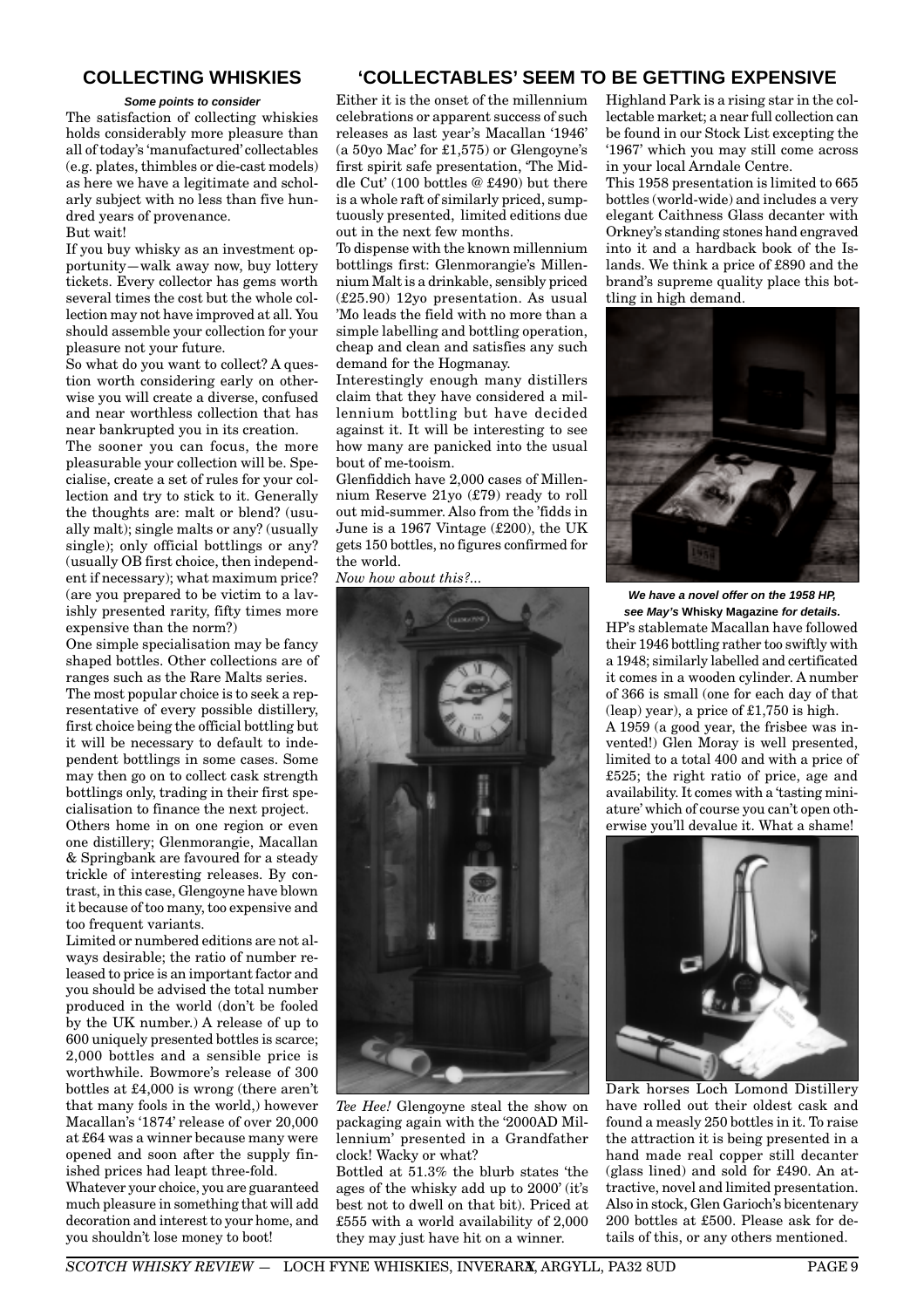## COLLECTING WHISKIES

***Some points to consider***

The satisfaction of collecting whiskies holds considerably more pleasure than all of today's 'manufactured' collectables (e.g. plates, thimbles or die-cast models) as here we have a legitimate and scholarly subject with no less than five hundred years of provenance.

But wait!

If you buy whisky as an investment opportunity—walk away now, buy lottery tickets. Every collector has gems worth several times the cost but the whole collection may not have improved at all. You should assemble your collection for your pleasure not your future.

So what do you want to collect? A question worth considering early on otherwise you will create a diverse, confused and near worthless collection that has near bankrupted you in its creation.

The sooner you can focus, the more pleasurable your collection will be. Specialise, create a set of rules for your collection and try to stick to it. Generally the thoughts are: malt or blend? (usually malt); single malts or any? (usually single); only official bottlings or any? (usually OB first choice, then independent if necessary); what maximum price? (are you prepared to be victim to a lavishly presented rarity, fifty times more expensive than the norm?)

One simple specialisation may be fancy shaped bottles. Other collections are of ranges such as the Rare Malts series.

The most popular choice is to seek a representative of every possible distillery, first choice being the official bottling but it will be necessary to default to independent bottlings in some cases. Some may then go on to collect cask strength bottlings only, trading in their first specialisation to finance the next project.

Others home in on one region or even one distillery; Glenmorangie, Macallan & Springbank are favoured for a steady trickle of interesting releases. By contrast, in this case, Glengoyne have blown it because of too many, too expensive and too frequent variants.

Limited or numbered editions are not always desirable; the ratio of number released to price is an important factor and you should be advised the total number produced in the world (don't be fooled by the UK number.) A release of up to 600 uniquely presented bottles is scarce; 2,000 bottles and a sensible price is worthwhile. Bowmore's release of 300 bottles at £4,000 is wrong (there aren't that many fools in the world,) however Macallan's '1874' release of over 20,000 at £64 was a winner because many were opened and soon after the supply finished prices had leapt three-fold.

Whatever your choice, you are guaranteed much pleasure in something that will add decoration and interest to your home, and you shouldn't lose money to boot!

## 'COLLECTABLES' SEEM TO BE GETTING EXPENSIVE

Either it is the onset of the millennium celebrations or apparent success of such releases as last year's Macallan '1946' (a 50yo Mac' for £1,575) or Glengoyne's first spirit safe presentation, 'The Middle Cut' (100 bottles @ £490) but there is a whole raft of similarly priced, sumptuously presented, limited editions due out in the next few months.

To dispense with the known millennium bottlings first: Glenmorangie's Millennium Malt is a drinkable, sensibly priced (£25.90) 12yo presentation. As usual 'Mo leads the field with no more than a simple labelling and bottling operation, cheap and clean and satisfies any such demand for the Hogmanay.

Interestingly enough many distillers claim that they have considered a millennium bottling but have decided against it. It will be interesting to see how many are panicked into the usual bout of me-tooism.

Glenfiddich have 2,000 cases of Millennium Reserve 21yo (£79) ready to roll out mid-summer. Also from the 'fidds in June is a 1967 Vintage (£200), the UK gets 150 bottles, no figures confirmed for the world.

*Now how about this?...*

*Tee Hee!* Glengoyne steal the show on packaging again with the '2000AD Millennium' presented in a Grandfather clock! Wacky or what?

Bottled at 51.3% the blurb states 'the ages of the whisky add up to 2000' (it's best not to dwell on that bit). Priced at £555 with a world availability of 2,000 they may just have hit on a winner.

Highland Park is a rising star in the collectable market; a near full collection can be found in our Stock List excepting the '1967' which you may still come across in your local Arndale Centre.

This 1958 presentation is limited to 665 bottles (world-wide) and includes a very elegant Caithness Glass decanter with Orkney's standing stones hand engraved into it and a hardback book of the Islands. We think a price of £890 and the brand's supreme quality place this bottling in high demand.

***We have a novel offer on the 1958 HP, see May's* Whisky Magazine *for details.***

HP's stablemate Macallan have followed their 1946 bottling rather too swiftly with a 1948; similarly labelled and certificated it comes in a wooden cylinder. A number of 366 is small (one for each day of that (leap) year), a price of £1,750 is high.

A 1959 (a good year, the frisbee was invented!) Glen Moray is well presented, limited to a total 400 and with a price of £525; the right ratio of price, age and availability. It comes with a 'tasting miniature' which of course you can't open otherwise you'll devalue it. What a shame!

Dark horses Loch Lomond Distillery have rolled out their oldest cask and found a measly 250 bottles in it. To raise the attraction it is being presented in a hand made real copper still decanter (glass lined) and sold for £490. An attractive, novel and limited presentation. Also in stock, Glen Garioch's bicentenary 200 bottles at £500. Please ask for details of this, or any others mentioned.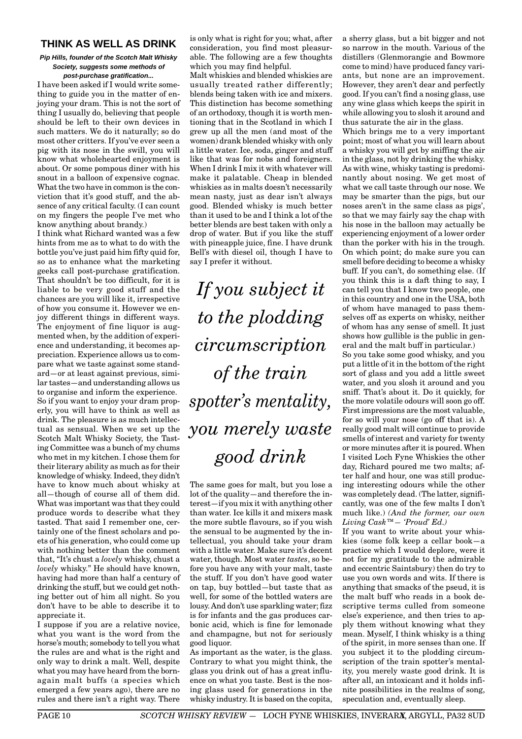## THINK AS WELL AS DRINK

***Pip Hills, founder of the Scotch Malt Whisky Society, suggests some methods of post-purchase gratification...***

I have been asked if I would write something to guide you in the matter of enjoying your dram. This is not the sort of thing I usually do, believing that people should be left to their own devices in such matters. We do it naturally; so do most other critters. If you've ever seen a pig with its nose in the swill, you will know what wholehearted enjoyment is about. Or some pompous diner with his snout in a balloon of expensive cognac. What the two have in common is the conviction that it's good stuff, and the absence of any critical faculty. (I can count on my fingers the people I've met who know anything about brandy.)

I think what Richard wanted was a few hints from me as to what to do with the bottle you've just paid him fifty quid for, so as to enhance what the marketing geeks call post-purchase gratification. That shouldn't be too difficult, for it is liable to be very good stuff and the chances are you will like it, irrespective of how you consume it. However we enjoy different things in different ways. The enjoyment of fine liquor is augmented when, by the addition of experience and understanding, it becomes appreciation. Experience allows us to compare what we taste against some standard—or at least against previous, similar tastes—and understanding allows us to organise and inform the experience.

So if you want to enjoy your dram properly, you will have to think as well as drink. The pleasure is as much intellectual as sensual. When we set up the Scotch Malt Whisky Society, the Tasting Committee was a bunch of my chums who met in my kitchen. I chose them for their literary ability as much as for their knowledge of whisky. Indeed, they didn't have to know much about whisky at all—though of course all of them did. What was important was that they could produce words to describe what they tasted. That said I remember one, certainly one of the finest scholars and poets of his generation, who could come up with nothing better than the comment that, "It's chust a *lovely* whisky, chust a *lovely* whisky." He should have known, having had more than half a century of drinking the stuff, but we could get nothing better out of him all night. So you don't have to be able to describe it to appreciate it.

I suppose if you are a relative novice, what you want is the word from the horse's mouth; somebody to tell you what the rules are and what is the right and only way to drink a malt. Well, despite what you may have heard from the born-again malt buffs (a species which emerged a few years ago), there are no rules and there isn't a right way. There is only what is right for you; what, after consideration, you find most pleasurable. The following are a few thoughts which you may find helpful.

Malt whiskies and blended whiskies are usually treated rather differently; blends being taken with ice and mixers. This distinction has become something of an orthodoxy, though it is worth mentioning that in the Scotland in which I grew up all the men (and most of the women) drank blended whisky with only a little water. Ice, soda, ginger and stuff like that was for nobs and foreigners. When I drink I mix it with whatever will make it palatable. Cheap in blended whiskies as in malts doesn't necessarily mean nasty, just as dear isn't always good. Blended whisky is much better than it used to be and I think a lot of the better blends are best taken with only a drop of water. But if you like the stuff with pineapple juice, fine. I have drunk Bell's with diesel oil, though I have to say I prefer it without.

> *If you subject it to the plodding circumscription of the train spotter's mentality, you merely waste good drink*

The same goes for malt, but you lose a lot of the quality—and therefore the interest—if you mix it with anything other than water. Ice kills it and mixers mask the more subtle flavours, so if you wish the sensual to be augmented by the intellectual, you should take your dram with a little water. Make sure it's decent water, though. Most water *tastes*, so before you have any with your malt, taste the stuff. If you don't have good water on tap, buy bottled—but taste that as well, for some of the bottled waters are lousy. And don't use sparkling water; fizz is for infants and the gas produces carbonic acid, which is fine for lemonade and champagne, but not for seriously good liquor.

As important as the water, is the glass. Contrary to what you might think, the glass you drink out of has a great influence on what you taste. Best is the nosing glass used for generations in the whisky industry. It is based on the copita, a sherry glass, but a bit bigger and not so narrow in the mouth. Various of the distillers (Glenmorangie and Bowmore come to mind) have produced fancy variants, but none are an improvement. However, they aren't dear and perfectly good. If you can't find a nosing glass, use any wine glass which keeps the spirit in while allowing you to slosh it around and thus saturate the air in the glass.

Which brings me to a very important point; most of what you will learn about a whisky you will get by sniffing the air in the glass, not by drinking the whisky. As with wine, whisky tasting is predominantly about nosing. We get most of what we call taste through our nose. We may be smarter than the pigs, but our noses aren't in the same class as pigs', so that we may fairly say the chap with his nose in the balloon may actually be experiencing enjoyment of a lower order than the porker with his in the trough. On which point; do make sure you can smell before deciding to become a whisky buff. If you can't, do something else. (If you think this is a daft thing to say, I can tell you that I know two people, one in this country and one in the USA, both of whom have managed to pass themselves off as experts on whisky, neither of whom has any sense of smell. It just shows how gullible is the public in general and the malt buff in particular.)

So you take some good whisky, and you put a little of it in the bottom of the right sort of glass and you add a little sweet water, and you slosh it around and you sniff. That's about it. Do it quickly, for the more volatile odours will soon go off. First impressions are the most valuable, for so will your nose (go off that is). A really good malt will continue to provide smells of interest and variety for twenty or more minutes after it is poured. When I visited Loch Fyne Whiskies the other day, Richard poured me two malts; after half and hour, one was still producing interesting odours while the other was completely dead. (The latter, significantly, was one of the few malts I don't much like.) *(And the former, our own Living Cask™— 'Proud' Ed.)*

If you want to write about your whiskies (some folk keep a cellar book—a practice which I would deplore, were it not for my gratitude to the admirable and eccentric Saintsbury) then do try to use you own words and wits. If there is anything that smacks of the pseud, it is the malt buff who reads in a book descriptive terms culled from someone else's experience, and then tries to apply them without knowing what they mean. Myself, I think whisky is a thing of the spirit, in more senses than one. If you subject it to the plodding circumscription of the train spotter's mentality, you merely waste good drink. It is after all, an intoxicant and it holds infinite possibilities in the realms of song, speculation and, eventually sleep.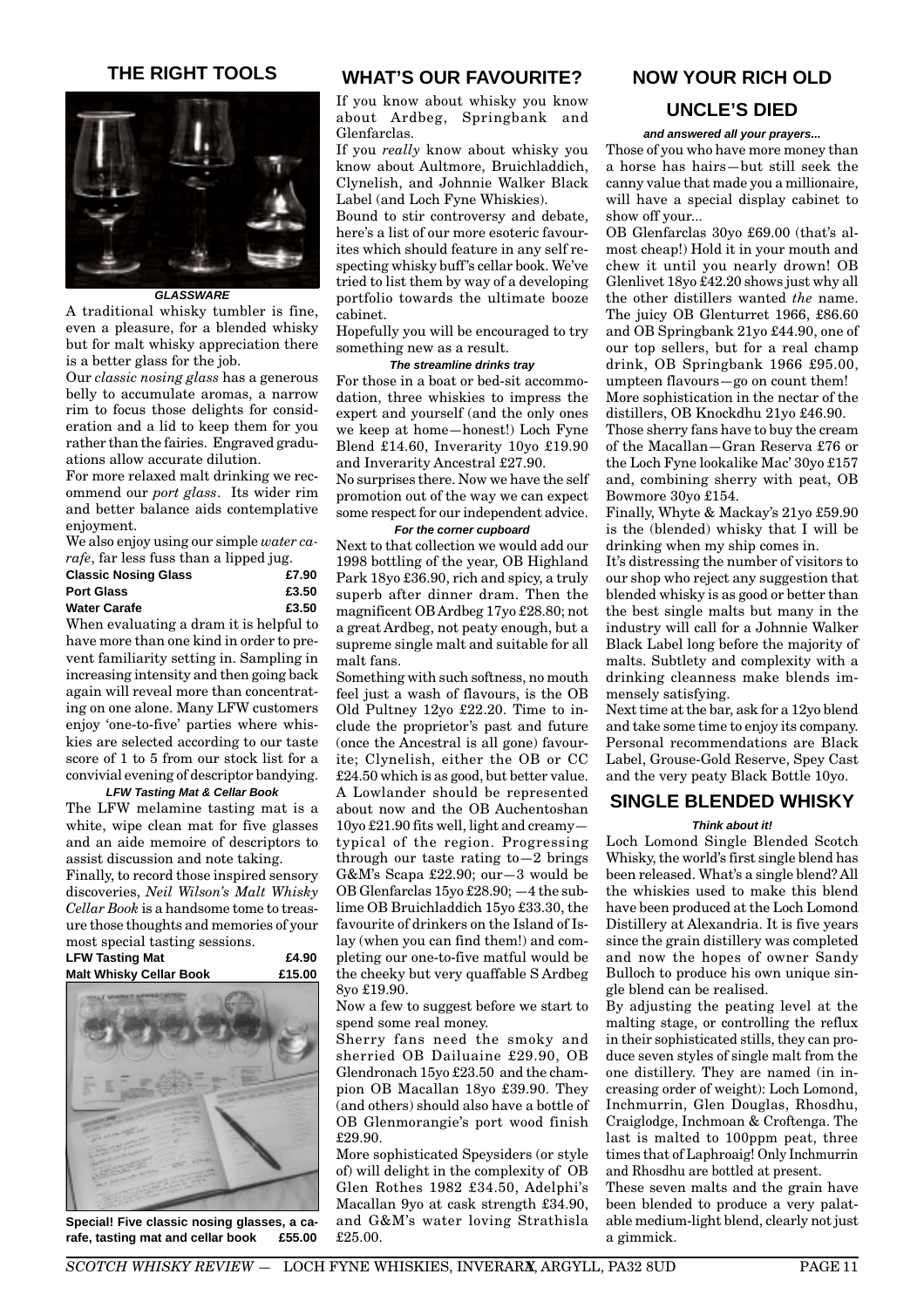## THE RIGHT TOOLS

**GLASSWARE**

A traditional whisky tumbler is fine, even a pleasure, for a blended whisky but for malt whisky appreciation there is a better glass for the job.

Our *classic nosing glass* has a generous belly to accumulate aromas, a narrow rim to focus those delights for consideration and a lid to keep them for you rather than the fairies. Engraved graduations allow accurate dilution.

For more relaxed malt drinking we recommend our *port glass*. Its wider rim and better balance aids contemplative enjoyment.

We also enjoy using our simple *water carafe*, far less fuss than a lipped jug.

| | |
|---|---|
| **Classic Nosing Glass** | **£7.90** |
| **Port Glass** | **£3.50** |
| **Water Carafe** | **£3.50** |

When evaluating a dram it is helpful to have more than one kind in order to prevent familiarity setting in. Sampling in increasing intensity and then going back again will reveal more than concentrating on one alone. Many LFW customers enjoy 'one-to-five' parties where whiskies are selected according to our taste score of 1 to 5 from our stock list for a convivial evening of descriptor bandying.

**LFW Tasting Mat & Cellar Book**

The LFW melamine tasting mat is a white, wipe clean mat for five glasses and an aide memoire of descriptors to assist discussion and note taking.

Finally, to record those inspired sensory discoveries, *Neil Wilson's Malt Whisky Cellar Book* is a handsome tome to treasure those thoughts and memories of your most special tasting sessions.

| | |
|---|---|
| **LFW Tasting Mat** | **£4.90** |
| **Malt Whisky Cellar Book** | **£15.00** |

**Special! Five classic nosing glasses, a carafe, tasting mat and cellar book £55.00**

## WHAT'S OUR FAVOURITE?

If you know about whisky you know about Ardbeg, Springbank and Glenfarclas.

If you *really* know about whisky you know about Aultmore, Bruichladdich, Clynelish, and Johnnie Walker Black Label (and Loch Fyne Whiskies).

Bound to stir controversy and debate, here's a list of our more esoteric favourites which should feature in any self respecting whisky buff's cellar book. We've tried to list them by way of a developing portfolio towards the ultimate booze cabinet.

Hopefully you will be encouraged to try something new as a result.

**The streamline drinks tray**

For those in a boat or bed-sit accommodation, three whiskies to impress the expert and yourself (and the only ones we keep at home—honest!) Loch Fyne Blend £14.60, Inverarity 10yo £19.90 and Inverarity Ancestral £27.90.

No surprises there. Now we have the self promotion out of the way we can expect some respect for our independent advice.

**For the corner cupboard**

Next to that collection we would add our 1998 bottling of the year, OB Highland Park 18yo £36.90, rich and spicy, a truly superb after dinner dram. Then the magnificent OB Ardbeg 17yo £28.80; not a great Ardbeg, not peaty enough, but a supreme single malt and suitable for all malt fans.

Something with such softness, no mouth feel just a wash of flavours, is the OB Old Pulteney 12yo £22.20. Time to include the proprietor's past and future (once the Ancestral is all gone) favourite; Clynelish, either the OB or CC £24.50 which is as good, but better value. A Lowlander should be represented about now and the OB Auchentoshan 10yo £21.90 fits well, light and creamy—typical of the region. Progressing through our taste rating to—2 brings G&M's Scapa £22.90; our—3 would be OB Glenfarclas 15yo £28.90; —4 the sublime OB Bruichladdich 15yo £33.30, the favourite of drinkers on the Island of Islay (when you can find them!) and completing our one-to-five matful would be the cheeky but very quaffable S Ardbeg 8yo £19.90.

Now a few to suggest before we start to spend some real money.

Sherry fans need the smoky and sherried OB Dailuaine £29.90, OB Glendronach 15yo £23.50 and the champion OB Macallan 18yo £39.90. They (and others) should also have a bottle of OB Glenmorangie's port wood finish £29.90.

More sophisticated Speysiders (or style of) will delight in the complexity of OB Glen Rothes 1982 £34.50, Adelphi's Macallan 9yo at cask strength £34.90, and G&M's water loving Strathisla £25.00.

## NOW YOUR RICH OLD UNCLE'S DIED

***and answered all your prayers...***

Those of you who have more money than a horse has hairs—but still seek the canny value that made you a millionaire, will have a special display cabinet to show off your...

OB Glenfarclas 30yo £69.00 (that's almost cheap!) Hold it in your mouth and chew it until you nearly drown! OB Glenlivet 18yo £42.20 shows just why all the other distillers wanted *the* name. The juicy OB Glenturret 1966, £86.60 and OB Springbank 21yo £44.90, one of our top sellers, but for a real champ drink, OB Springbank 1966 £95.00, umpteen flavours—go on count them!

More sophistication in the nectar of the distillers, OB Knockdhu 21yo £46.90.

Those sherry fans have to buy the cream of the Macallan—Gran Reserva £76 or the Loch Fyne lookalike Mac' 30yo £157 and, combining sherry with peat, OB Bowmore 30yo £154.

Finally, Whyte & Mackay's 21yo £59.90 is the (blended) whisky that I will be drinking when my ship comes in.

It's distressing the number of visitors to our shop who reject any suggestion that blended whisky is as good or better than the best single malts but many in the industry will call for a Johnnie Walker Black Label long before the majority of malts. Subtlety and complexity with a drinking cleanness make blends immensely satisfying.

Next time at the bar, ask for a 12yo blend and take some time to enjoy its company. Personal recommendations are Black Label, Grouse-Gold Reserve, Spey Cast and the very peaty Black Bottle 10yo.

## SINGLE BLENDED WHISKY

***Think about it!***

Loch Lomond Single Blended Scotch Whisky, the world's first single blend has been released. What's a single blend? All the whiskies used to make this blend have been produced at the Loch Lomond Distillery at Alexandria. It is five years since the grain distillery was completed and now the hopes of owner Sandy Bulloch to produce his own unique single blend can be realised.

By adjusting the peating level at the malting stage, or controlling the reflux in their sophisticated stills, they can produce seven styles of single malt from the one distillery. They are named (in increasing order of weight): Loch Lomond, Inchmurrin, Glen Douglas, Rhosdhu, Craiglodge, Inchmoan & Croftenga. The last is malted to 100ppm peat, three times that of Laphroaig! Only Inchmurrin and Rhosdhu are bottled at present.

These seven malts and the grain have been blended to produce a very palatable medium-light blend, clearly not just a gimmick.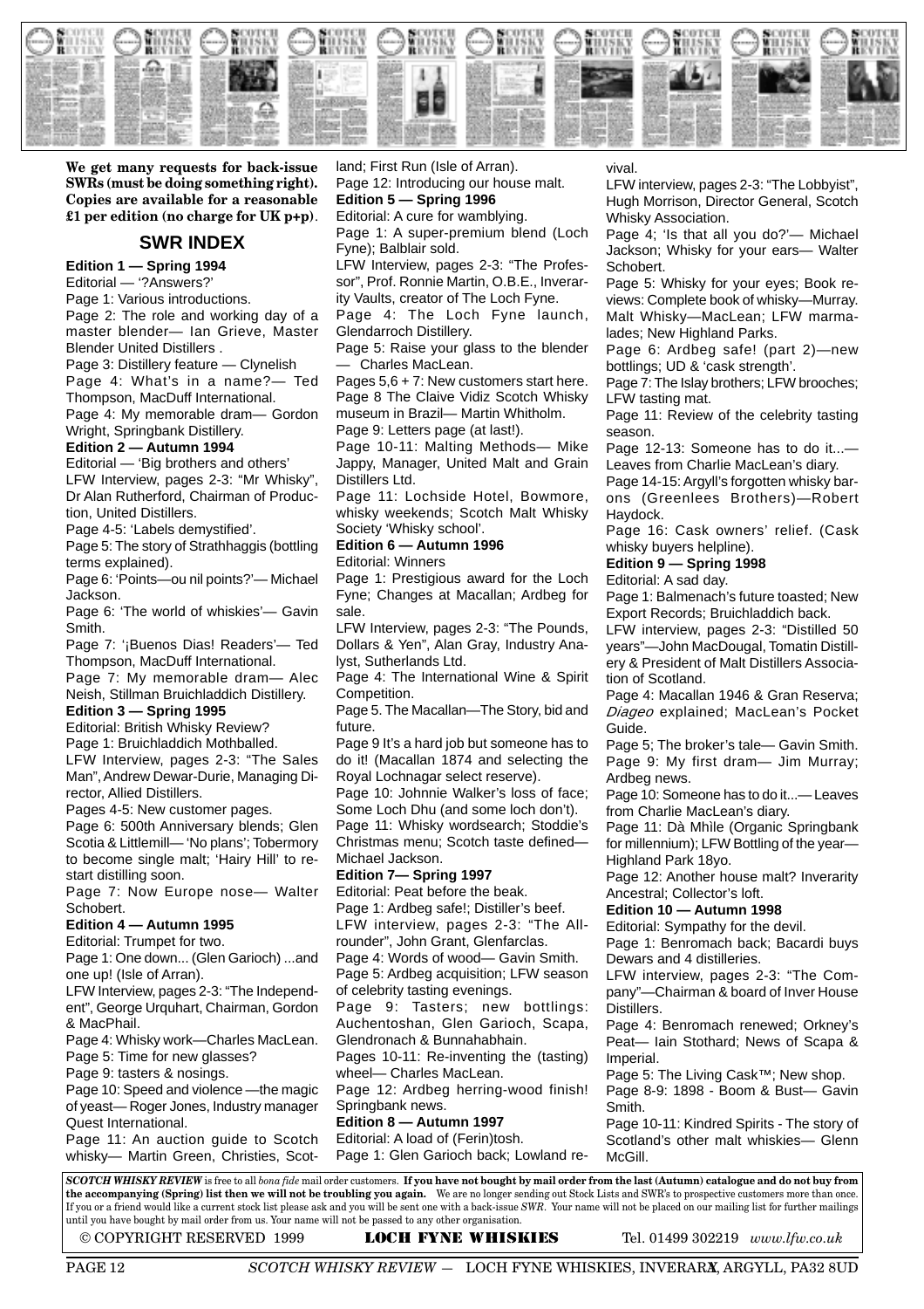**We get many requests for back-issue SWRs (must be doing something right). Copies are available for a reasonable £1 per edition (no charge for UK p+p).**

## SWR INDEX

**Edition 1 — Spring 1994**

Editorial — '?Answers?'

Page 1: Various introductions.

Page 2: The role and working day of a master blender— Ian Grieve, Master Blender United Distillers .

Page 3: Distillery feature — Clynelish

Page 4: What's in a name?— Ted Thompson, MacDuff International.

Page 4: My memorable dram— Gordon Wright, Springbank Distillery.

**Edition 2 — Autumn 1994**

Editorial — 'Big brothers and others'

LFW Interview, pages 2-3: "Mr Whisky", Dr Alan Rutherford, Chairman of Production, United Distillers.

Page 4-5: 'Labels demystified'.

Page 5: The story of Strathhaggis (bottling terms explained).

Page 6: 'Points—ou nil points?'— Michael Jackson.

Page 6: 'The world of whiskies'— Gavin Smith.

Page 7: '¡Buenos Dias! Readers'— Ted Thompson, MacDuff International.

Page 7: My memorable dram— Alec Neish, Stillman Bruichladdich Distillery.

**Edition 3 — Spring 1995**

Editorial: British Whisky Review?

Page 1: Bruichladdich Mothballed.

LFW Interview, pages 2-3: "The Sales Man", Andrew Dewar-Durie, Managing Director, Allied Distillers.

Pages 4-5: New customer pages.

Page 6: 500th Anniversary blends; Glen Scotia & Littlemill— 'No plans'; Tobermory to become single malt; 'Hairy Hill' to restart distilling soon.

Page 7: Now Europe nose— Walter Schobert.

**Edition 4 — Autumn 1995**

Editorial: Trumpet for two.

Page 1: One down... (Glen Garioch) ...and one up! (Isle of Arran).

LFW Interview, pages 2-3: "The Independent", George Urquhart, Chairman, Gordon & MacPhail.

Page 4: Whisky work—Charles MacLean.

Page 5: Time for new glasses?

Page 9: tasters & nosings.

Page 10: Speed and violence —the magic of yeast— Roger Jones, Industry manager Quest International.

Page 11: An auction guide to Scotch whisky— Martin Green, Christies, Scotland; First Run (Isle of Arran).

Page 12: Introducing our house malt.

**Edition 5 — Spring 1996**

Editorial: A cure for wamblying.

Page 1: A super-premium blend (Loch Fyne); Balblair sold.

LFW Interview, pages 2-3: "The Professor", Prof. Ronnie Martin, O.B.E., Inverarity Vaults, creator of The Loch Fyne.

Page 4: The Loch Fyne launch, Glendarroch Distillery.

Page 5: Raise your glass to the blender — Charles MacLean.

Pages 5,6 + 7: New customers start here.

Page 8 The Claive Vidiz Scotch Whisky museum in Brazil— Martin Whitholm.

Page 9: Letters page (at last!).

Page 10-11: Malting Methods— Mike Jappy, Manager, United Malt and Grain Distillers Ltd.

Page 11: Lochside Hotel, Bowmore, whisky weekends; Scotch Malt Whisky Society 'Whisky school'.

**Edition 6 — Autumn 1996**

Editorial: Winners

Page 1: Prestigious award for the Loch Fyne; Changes at Macallan; Ardbeg for sale.

LFW Interview, pages 2-3: "The Pounds, Dollars & Yen", Alan Gray, Industry Analyst, Sutherlands Ltd.

Page 4: The International Wine & Spirit Competition.

Page 5. The Macallan—The Story, bid and future.

Page 9 It's a hard job but someone has to do it! (Macallan 1874 and selecting the Royal Lochnagar select reserve).

Page 10: Johnnie Walker's loss of face; Some Loch Dhu (and some loch don't).

Page 11: Whisky wordsearch; Stoddie's Christmas menu; Scotch taste defined—Michael Jackson.

**Edition 7— Spring 1997**

Editorial: Peat before the beak.

Page 1: Ardbeg safe!; Distiller's beef.

LFW interview, pages 2-3: "The All-rounder", John Grant, Glenfarclas.

Page 4: Words of wood— Gavin Smith.

Page 5: Ardbeg acquisition; LFW season of celebrity tasting evenings.

Page 9: Tasters; new bottlings: Auchentoshan, Glen Garioch, Scapa, Glendronach & Bunnahabhain.

Pages 10-11: Re-inventing the (tasting) wheel— Charles MacLean.

Page 12: Ardbeg herring-wood finish! Springbank news.

**Edition 8 — Autumn 1997**

Editorial: A load of (Ferin)tosh.

Page 1: Glen Garioch back; Lowland revival.

LFW interview, pages 2-3: "The Lobbyist", Hugh Morrison, Director General, Scotch Whisky Association.

Page 4; 'Is that all you do?'— Michael Jackson; Whisky for your ears— Walter Schobert.

Page 5: Whisky for your eyes; Book reviews: Complete book of whisky—Murray. Malt Whisky—MacLean; LFW marmalades; New Highland Parks.

Page 6: Ardbeg safe! (part 2)—new bottlings; UD & 'cask strength'.

Page 7: The Islay brothers; LFW brooches; LFW tasting mat.

Page 11: Review of the celebrity tasting season.

Page 12-13: Someone has to do it...— Leaves from Charlie MacLean's diary.

Page 14-15: Argyll's forgotten whisky barons (Greenlees Brothers)—Robert Haydock.

Page 16: Cask owners' relief. (Cask whisky buyers helpline).

**Edition 9 — Spring 1998**

Editorial: A sad day.

Page 1: Balmenach's future toasted; New Export Records; Bruichladdich back.

LFW interview, pages 2-3: "Distilled 50 years"—John MacDougal, Tomatin Distillery & President of Malt Distillers Association of Scotland.

Page 4: Macallan 1946 & Gran Reserva; *Diageo* explained; MacLean's Pocket Guide.

Page 5; The broker's tale— Gavin Smith.

Page 9: My first dram— Jim Murray; Ardbeg news.

Page 10: Someone has to do it...— Leaves from Charlie MacLean's diary.

Page 11: Dà Mhile (Organic Springbank for millennium); LFW Bottling of the year—Highland Park 18yo.

Page 12: Another house malt? Inverarity Ancestral; Collector's loft.

**Edition 10 — Autumn 1998**

Editorial: Sympathy for the devil.

Page 1: Benromach back; Bacardi buys Dewars and 4 distilleries.

LFW interview, pages 2-3: "The Company"—Chairman & board of Inver House Distillers.

Page 4: Benromach renewed; Orkney's Peat— Iain Stothard; News of Scapa & Imperial.

Page 5: The Living Cask™; New shop.

Page 8-9: 1898 - Boom & Bust— Gavin Smith.

Page 10-11: Kindred Spirits - The story of Scotland's other malt whiskies— Glenn McGill.

*SCOTCH WHISKY REVIEW* is free to all *bona fide* mail order customers. **If you have not bought by mail order from the last (Autumn) catalogue and do not buy from the accompanying (Spring) list then we will not be troubling you again.** We are no longer sending out Stock Lists and SWR's to prospective customers more than once. If you or a friend would like a current stock list please ask and you will be sent one with a back-issue *SWR*. Your name will not be placed on our mailing list for further mailings until you have bought by mail order from us. Your name will not be passed to any other organisation.

© COPYRIGHT RESERVED 1999 **LOCH FYNE WHISKIES** Tel. 01499 302219 *www.lfw.co.uk*